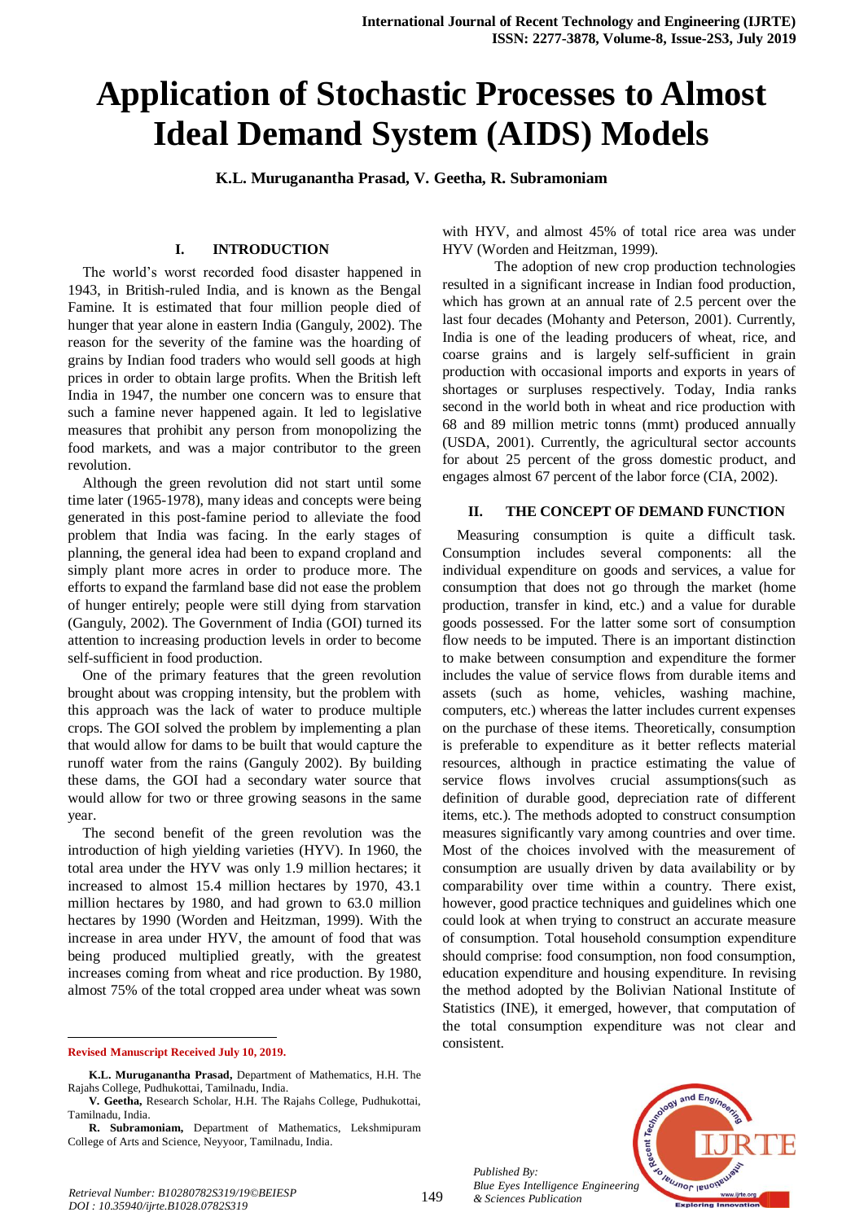# Application of Stochastic Processes to Almost Ideal Demand System (AIDS) Models

**K.L. Muruganantha Prasad, V. Geetha, R. Subramoniam**

## I. INTRODUCTION

The world's worst recorded food disaster happened in 1943, in British-ruled India, and is known as the Bengal Famine. It is estimated that four million people died of hunger that year alone in eastern India (Ganguly, 2002). The reason for the severity of the famine was the hoarding of grains by Indian food traders who would sell goods at high prices in order to obtain large profits. When the British left India in 1947, the number one concern was to ensure that such a famine never happened again. It led to legislative measures that prohibit any person from monopolizing the food markets, and was a major contributor to the green revolution.

Although the green revolution did not start until some time later (1965-1978), many ideas and concepts were being generated in this post-famine period to alleviate the food problem that India was facing. In the early stages of planning, the general idea had been to expand cropland and simply plant more acres in order to produce more. The efforts to expand the farmland base did not ease the problem of hunger entirely; people were still dying from starvation (Ganguly, 2002). The Government of India (GOI) turned its attention to increasing production levels in order to become self-sufficient in food production.

One of the primary features that the green revolution brought about was cropping intensity, but the problem with this approach was the lack of water to produce multiple crops. The GOI solved the problem by implementing a plan that would allow for dams to be built that would capture the runoff water from the rains (Ganguly 2002). By building these dams, the GOI had a secondary water source that would allow for two or three growing seasons in the same year.

The second benefit of the green revolution was the introduction of high yielding varieties (HYV). In 1960, the total area under the HYV was only 1.9 million hectares; it increased to almost 15.4 million hectares by 1970, 43.1 million hectares by 1980, and had grown to 63.0 million hectares by 1990 (Worden and Heitzman, 1999). With the increase in area under HYV, the amount of food that was being produced multiplied greatly, with the greatest increases coming from wheat and rice production. By 1980, almost 75% of the total cropped area under wheat was sown with HYV, and almost 45% of total rice area was under HYV (Worden and Heitzman, 1999).

The adoption of new crop production technologies resulted in a significant increase in Indian food production, which has grown at an annual rate of 2.5 percent over the last four decades (Mohanty and Peterson, 2001). Currently, India is one of the leading producers of wheat, rice, and coarse grains and is largely self-sufficient in grain production with occasional imports and exports in years of shortages or surpluses respectively. Today, India ranks second in the world both in wheat and rice production with 68 and 89 million metric tonns (mmt) produced annually (USDA, 2001). Currently, the agricultural sector accounts for about 25 percent of the gross domestic product, and engages almost 67 percent of the labor force (CIA, 2002).

## II. THE CONCEPT OF DEMAND FUNCTION

Measuring consumption is quite a difficult task. Consumption includes several components: all the individual expenditure on goods and services, a value for consumption that does not go through the market (home production, transfer in kind, etc.) and a value for durable goods possessed. For the latter some sort of consumption flow needs to be imputed. There is an important distinction to make between consumption and expenditure the former includes the value of service flows from durable items and assets (such as home, vehicles, washing machine, computers, etc.) whereas the latter includes current expenses on the purchase of these items. Theoretically, consumption is preferable to expenditure as it better reflects material resources, although in practice estimating the value of service flows involves crucial assumptions(such as definition of durable good, depreciation rate of different items, etc.). The methods adopted to construct consumption measures significantly vary among countries and over time. Most of the choices involved with the measurement of consumption are usually driven by data availability or by comparability over time within a country. There exist, however, good practice techniques and guidelines which one could look at when trying to construct an accurate measure of consumption. Total household consumption expenditure should comprise: food consumption, non food consumption, education expenditure and housing expenditure. In revising the method adopted by the Bolivian National Institute of Statistics (INE), it emerged, however, that computation of the total consumption expenditure was not clear and consistent.

---

**Revised Manuscript Received July 10, 2019.**

**K.L. Muruganantha Prasad,** Department of Mathematics, H.H. The Rajahs College, Pudhukottai, Tamilnadu, India.

**V. Geetha,** Research Scholar, H.H. The Rajahs College, Pudhukottai, Tamilnadu, India.

**R. Subramoniam,** Department of Mathematics, Lekshmipuram College of Arts and Science, Neyyoor, Tamilnadu, India.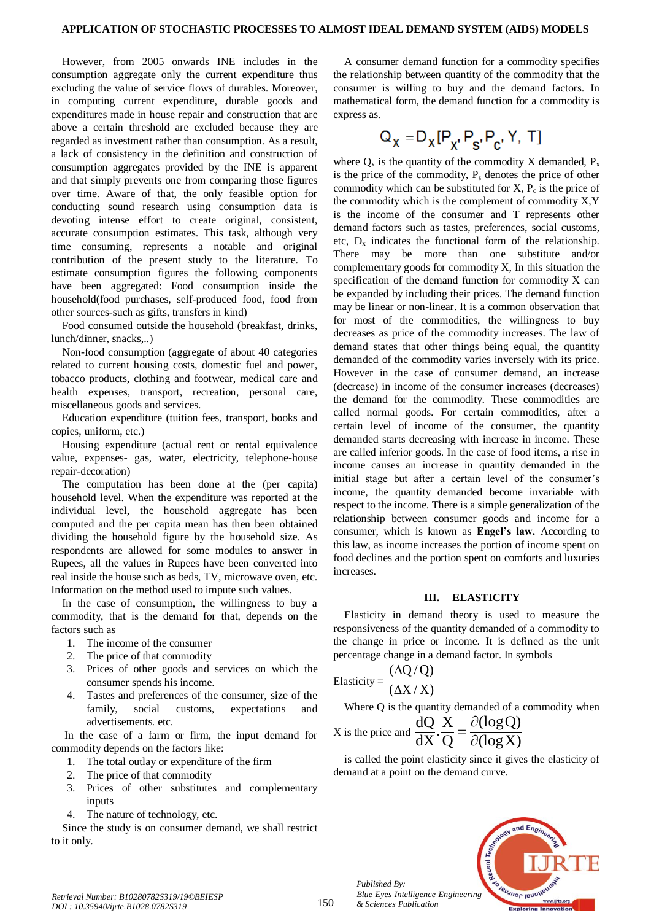However, from 2005 onwards INE includes in the consumption aggregate only the current expenditure thus excluding the value of service flows of durables. Moreover, in computing current expenditure, durable goods and expenditures made in house repair and construction that are above a certain threshold are excluded because they are regarded as investment rather than consumption. As a result, a lack of consistency in the definition and construction of consumption aggregates provided by the INE is apparent and that simply prevents one from comparing those figures over time. Aware of that, the only feasible option for conducting sound research using consumption data is devoting intense effort to create original, consistent, accurate consumption estimates. This task, although very time consuming, represents a notable and original contribution of the present study to the literature. To estimate consumption figures the following components have been aggregated: Food consumption inside the household(food purchases, self-produced food, food from other sources-such as gifts, transfers in kind)

Food consumed outside the household (breakfast, drinks, lunch/dinner, snacks,..)

Non-food consumption (aggregate of about 40 categories related to current housing costs, domestic fuel and power, tobacco products, clothing and footwear, medical care and health expenses, transport, recreation, personal care, miscellaneous goods and services.

Education expenditure (tuition fees, transport, books and copies, uniform, etc.)

Housing expenditure (actual rent or rental equivalence value, expenses- gas, water, electricity, telephone-house repair-decoration)

The computation has been done at the (per capita) household level. When the expenditure was reported at the individual level, the household aggregate has been computed and the per capita mean has then been obtained dividing the household figure by the household size. As respondents are allowed for some modules to answer in Rupees, all the values in Rupees have been converted into real inside the house such as beds, TV, microwave oven, etc. Information on the method used to impute such values.

In the case of consumption, the willingness to buy a commodity, that is the demand for that, depends on the factors such as

1. The income of the consumer
2. The price of that commodity
3. Prices of other goods and services on which the consumer spends his income.
4. Tastes and preferences of the consumer, size of the family, social customs, expectations and advertisements. etc.

In the case of a farm or firm, the input demand for commodity depends on the factors like:

1. The total outlay or expenditure of the firm
2. The price of that commodity
3. Prices of other substitutes and complementary inputs
4. The nature of technology, etc.

Since the study is on consumer demand, we shall restrict to it only.

A consumer demand function for a commodity specifies the relationship between quantity of the commodity that the consumer is willing to buy and the demand factors. In mathematical form, the demand function for a commodity is express as.

$$Q_X = D_X[P_X, P_S, P_C, Y, T]$$

where $Q_x$ is the quantity of the commodity X demanded, $P_x$ is the price of the commodity, $P_s$ denotes the price of other commodity which can be substituted for X, $P_c$ is the price of the commodity which is the complement of commodity X,Y is the income of the consumer and T represents other demand factors such as tastes, preferences, social customs, etc, $D_x$ indicates the functional form of the relationship. There may be more than one substitute and/or complementary goods for commodity X, In this situation the specification of the demand function for commodity X can be expanded by including their prices. The demand function may be linear or non-linear. It is a common observation that for most of the commodities, the willingness to buy decreases as price of the commodity increases. The law of demand states that other things being equal, the quantity demanded of the commodity varies inversely with its price. However in the case of consumer demand, an increase (decrease) in income of the consumer increases (decreases) the demand for the commodity. These commodities are called normal goods. For certain commodities, after a certain level of income of the consumer, the quantity demanded starts decreasing with increase in income. These are called inferior goods. In the case of food items, a rise in income causes an increase in quantity demanded in the initial stage but after a certain level of the consumer's income, the quantity demanded become invariable with respect to the income. There is a simple generalization of the relationship between consumer goods and income for a consumer, which is known as **Engel's law.** According to this law, as income increases the portion of income spent on food declines and the portion spent on comforts and luxuries increases.

## III. ELASTICITY

Elasticity in demand theory is used to measure the responsiveness of the quantity demanded of a commodity to the change in price or income. It is defined as the unit percentage change in a demand factor. In symbols

$$\text{Elasticity} = \frac{(\Delta Q / Q)}{(\Delta X / X)}$$

Where Q is the quantity demanded of a commodity when X is the price and $\dfrac{dQ}{dX} \cdot \dfrac{X}{Q} = \dfrac{\partial(\log Q)}{\partial(\log X)}$

is called the point elasticity since it gives the elasticity of demand at a point on the demand curve.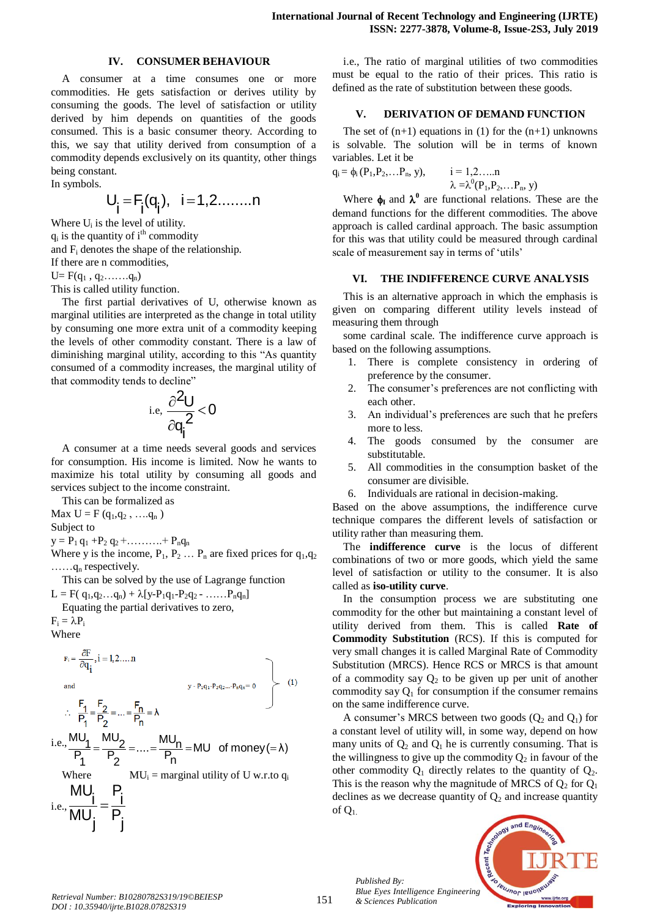## IV. CONSUMER BEHAVIOUR

A consumer at a time consumes one or more commodities. He gets satisfaction or derives utility by consuming the goods. The level of satisfaction or utility derived by him depends on quantities of the goods consumed. This is a basic consumer theory. According to this, we say that utility derived from consumption of a commodity depends exclusively on its quantity, other things being constant.

In symbols.

$$U_i = F_i(q_i), \quad i = 1, 2........n$$

Where $U_i$ is the level of utility.

$q_i$ is the quantity of i[th] commodity

and $F_i$ denotes the shape of the relationship.

If there are n commodities,

$U = F(q_1, q_2.......q_n)$

This is called utility function.

The first partial derivatives of U, otherwise known as marginal utilities are interpreted as the change in total utility by consuming one more extra unit of a commodity keeping the levels of other commodity constant. There is a law of diminishing marginal utility, according to this "As quantity consumed of a commodity increases, the marginal utility of that commodity tends to decline"

$$\text{i.e, } \frac{\partial^2 U}{\partial q_i^2} < 0$$

A consumer at a time needs several goods and services for consumption. His income is limited. Now he wants to maximize his total utility by consuming all goods and services subject to the income constraint.

This can be formalized as

Max $U = F(q_1, q_2, ....q_n)$

Subject to

$y = P_1 q_1 + P_2 q_2 + .........+ P_n q_n$

Where y is the income, $P_1, P_2 \ldots P_n$ are fixed prices for $q_1, q_2 ......q_n$ respectively.

This can be solved by the use of Lagrange function

$L = F(q_1, q_2 \ldots q_n) + \lambda[y - P_1 q_1 - P_2 q_2 - ......P_n q_n]$

Equating the partial derivatives to zero,

$F_i = \lambda P_i$

Where

$$\left.\begin{aligned} &F_i = \frac{\partial F}{\partial q_i}, i = 1, 2....n \\ &\text{and} \qquad\qquad y - P_1q_1 - P_2q_2 \ldots - P_nq_n = 0 \end{aligned}\right\} \quad (1)$$

$$\therefore \frac{F_1}{P_1} = \frac{F_2}{P_2} = \ldots = \frac{F_n}{P_n} = \lambda$$

$$\text{i.e., } \frac{MU_1}{P_1} = \frac{MU_2}{P_2} = .... = \frac{MU_n}{P_n} = MU \text{ of money} (= \lambda)$$

Where $\qquad MU_i$ = marginal utility of U w.r.to $q_i$

$$\text{i.e., } \frac{MU_i}{MU_j} = \frac{P_i}{P_j}$$

i.e., The ratio of marginal utilities of two commodities must be equal to the ratio of their prices. This ratio is defined as the rate of substitution between these goods.

## V. DERIVATION OF DEMAND FUNCTION

The set of (n+1) equations in (1) for the (n+1) unknowns is solvable. The solution will be in terms of known variables. Let it be

$q_i = \phi_i(P_1, P_2, \ldots P_n, y), \qquad i = 1, 2.....n$

$\lambda = \lambda^0(P_1, P_2, \ldots P_n, y)$

Where $\phi_i$ and $\lambda^0$ are functional relations. These are the demand functions for the different commodities. The above approach is called cardinal approach. The basic assumption for this was that utility could be measured through cardinal scale of measurement say in terms of 'utils'

## VI. THE INDIFFERENCE CURVE ANALYSIS

This is an alternative approach in which the emphasis is given on comparing different utility levels instead of measuring them through

some cardinal scale. The indifference curve approach is based on the following assumptions.

1. There is complete consistency in ordering of preference by the consumer.
2. The consumer's preferences are not conflicting with each other.
3. An individual's preferences are such that he prefers more to less.
4. The goods consumed by the consumer are substitutable.
5. All commodities in the consumption basket of the consumer are divisible.
6. Individuals are rational in decision-making.

Based on the above assumptions, the indifference curve technique compares the different levels of satisfaction or utility rather than measuring them.

The **indifference curve** is the locus of different combinations of two or more goods, which yield the same level of satisfaction or utility to the consumer. It is also called as **iso-utility curve**.

In the consumption process we are substituting one commodity for the other but maintaining a constant level of utility derived from them. This is called **Rate of Commodity Substitution** (RCS). If this is computed for very small changes it is called Marginal Rate of Commodity Substitution (MRCS). Hence RCS or MRCS is that amount of a commodity say $Q_2$ to be given up per unit of another commodity say $Q_1$ for consumption if the consumer remains on the same indifference curve.

A consumer's MRCS between two goods ($Q_2$ and $Q_1$) for a constant level of utility will, in some way, depend on how many units of $Q_2$ and $Q_1$ he is currently consuming. That is the willingness to give up the commodity $Q_2$ in favour of the other commodity $Q_1$ directly relates to the quantity of $Q_2$. This is the reason why the magnitude of MRCS of $Q_2$ for $Q_1$ declines as we decrease quantity of $Q_2$ and increase quantity of $Q_1$.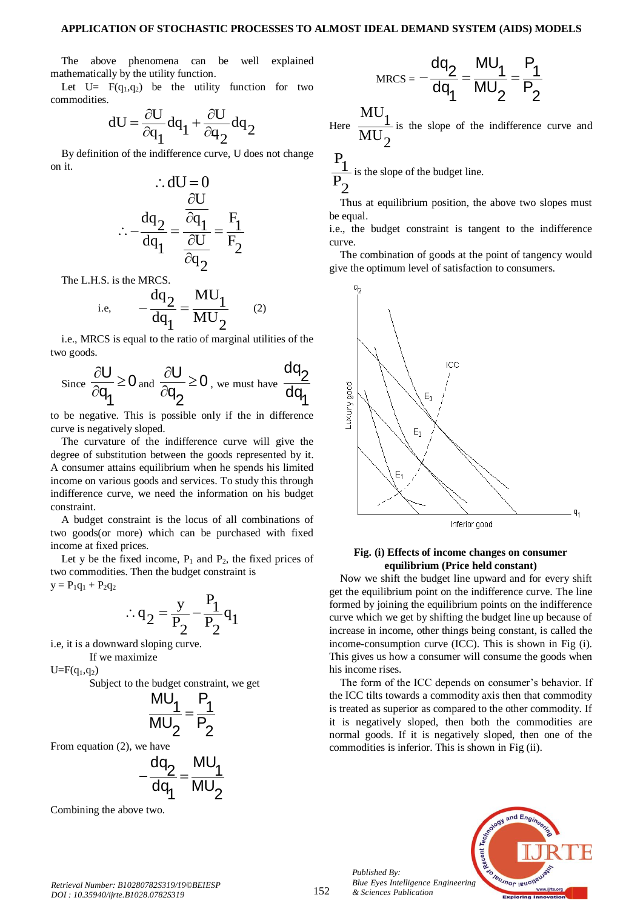The above phenomena can be well explained mathematically by the utility function.

Let U= F($q_1$,$q_2$) be the utility function for two commodities.

$$dU = \frac{\partial U}{\partial q_1} dq_1 + \frac{\partial U}{\partial q_2} dq_2$$

By definition of the indifference curve, U does not change on it.

$$\therefore dU = 0$$

$$\therefore -\frac{dq_2}{dq_1} = \frac{\frac{\partial U}{\partial q_1}}{\frac{\partial U}{\partial q_2}} = \frac{F_1}{F_2}$$

The L.H.S. is the MRCS.

$$\text{i.e,} \quad -\frac{dq_2}{dq_1} = \frac{MU_1}{MU_2} \qquad (2)$$

i.e., MRCS is equal to the ratio of marginal utilities of the two goods.

Since $\frac{\partial U}{\partial q_1} \geq 0$ and $\frac{\partial U}{\partial q_2} \geq 0$, we must have $\frac{dq_2}{dq_1}$ to be negative. This is possible only if the in difference curve is negatively sloped.

The curvature of the indifference curve will give the degree of substitution between the goods represented by it. A consumer attains equilibrium when he spends his limited income on various goods and services. To study this through indifference curve, we need the information on his budget constraint.

A budget constraint is the locus of all combinations of two goods(or more) which can be purchased with fixed income at fixed prices.

Let y be the fixed income, $P_1$ and $P_2$, the fixed prices of two commodities. Then the budget constraint is

$y = P_1q_1 + P_2q_2$

$$\therefore q_2 = \frac{y}{P_2} - \frac{P_1}{P_2} q_1$$

i.e, it is a downward sloping curve.

If we maximize

U=F($q_1$,$q_2$)

Subject to the budget constraint, we get

$$\frac{MU_1}{MU_2} = \frac{P_1}{P_2}$$

From equation (2), we have

$$-\frac{dq_2}{dq_1} = \frac{MU_1}{MU_2}$$

Combining the above two.

$$\text{MRCS} = -\frac{dq_2}{dq_1} = \frac{MU_1}{MU_2} = \frac{P_1}{P_2}$$

Here $\frac{MU_1}{MU_2}$ is the slope of the indifference curve and $\frac{P_1}{P_2}$ is the slope of the budget line.

Thus at equilibrium position, the above two slopes must be equal.

i.e., the budget constraint is tangent to the indifference curve.

The combination of goods at the point of tangency would give the optimum level of satisfaction to consumers.

**Fig. (i) Effects of income changes on consumer equilibrium (Price held constant)**

Now we shift the budget line upward and for every shift get the equilibrium point on the indifference curve. The line formed by joining the equilibrium points on the indifference curve which we get by shifting the budget line up because of increase in income, other things being constant, is called the income-consumption curve (ICC). This is shown in Fig (i). This gives us how a consumer will consume the goods when his income rises.

The form of the ICC depends on consumer's behavior. If the ICC tilts towards a commodity axis then that commodity is treated as superior as compared to the other commodity. If it is negatively sloped, then both the commodities are normal goods. If it is negatively sloped, then one of the commodities is inferior. This is shown in Fig (ii).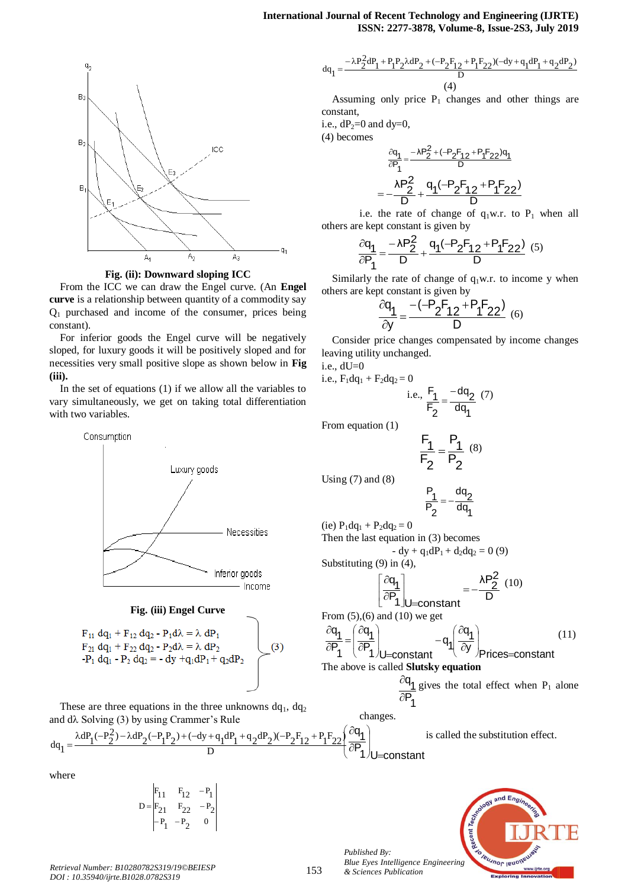Fig. (ii): Downward sloping ICC

From the ICC we can draw the Engel curve. (An **Engel curve** is a relationship between quantity of a commodity say $Q_1$ purchased and income of the consumer, prices being constant).

For inferior goods the Engel curve will be negatively sloped, for luxury goods it will be positively sloped and for necessities very small positive slope as shown below in **Fig (iii).**

In the set of equations (1) if we allow all the variables to vary simultaneously, we get on taking total differentiation with two variables.

**Fig. (iii) Engel Curve**

$$\left.\begin{aligned} F_{11}\,dq_1 + F_{12}\,dq_2 - P_1 d\lambda &= \lambda\, dP_1 \\ F_{21}\,dq_1 + F_{22}\,dq_2 - P_2 d\lambda &= \lambda\, dP_2 \\ -P_1\,dq_1 - P_2\,dq_2 &= -dy + q_1 dP_1 + q_2 dP_2 \end{aligned}\right\} \quad (3)$$

These are three equations in the three unknowns $dq_1$, $dq_2$ and $d\lambda$. Solving (3) by using Crammer's Rule

$$dq_1 = \frac{\lambda dP_1(-P_2^2) - \lambda dP_2(-P_1P_2) + (-dy + q_1 dP_1 + q_2 dP_2)(-P_2F_{12} + P_1F_{22})}{D}$$

where

$$D = \begin{vmatrix} F_{11} & F_{12} & -P_1 \\ F_{21} & F_{22} & -P_2 \\ -P_1 & -P_2 & 0 \end{vmatrix}$$

$$dq_1 = \frac{-\lambda P_2^2 dP_1 + P_1P_2\lambda dP_2 + (-P_2F_{12} + P_1F_{22})(-dy + q_1 dP_1 + q_2 dP_2)}{D} \quad (4)$$

Assuming only price $P_1$ changes and other things are constant,

i.e., $dP_2=0$ and $dy=0$,

(4) becomes

$$\frac{\partial q_1}{\partial P_1} = \frac{-\lambda P_2^2 + (-P_2F_{12} + P_1F_{22})q_1}{D}$$

$$= -\frac{\lambda P_2^2}{D} + \frac{q_1(-P_2F_{12} + P_1F_{22})}{D}$$

i.e. the rate of change of $q_1$ w.r. to $P_1$ when all others are kept constant is given by

$$\frac{\partial q_1}{\partial P_1} = \frac{-\lambda P_2^2}{D} + \frac{q_1(-P_2F_{12} + P_1F_{22})}{D} \quad (5)$$

Similarly the rate of change of $q_1$ w.r. to income y when others are kept constant is given by

$$\frac{\partial q_1}{\partial y} = \frac{-(-P_2F_{12} + P_1F_{22})}{D} \quad (6)$$

Consider price changes compensated by income changes leaving utility unchanged.

i.e., $dU=0$

i.e., $F_1 dq_1 + F_2 dq_2 = 0$

$$\text{i.e., } \frac{F_1}{F_2} = \frac{-dq_2}{dq_1} \quad (7)$$

From equation (1)

$$\frac{F_1}{F_2} = \frac{P_1}{P_2} \quad (8)$$

Using (7) and (8)

$$\frac{P_1}{P_2} = -\frac{dq_2}{dq_1}$$

(ie) $P_1 dq_1 + P_2 dq_2 = 0$

Then the last equation in (3) becomes

$$-dy + q_1 dP_1 + d_2 dq_2 = 0 \quad (9)$$

Substituting (9) in (4),

$$\left[\frac{\partial q_1}{\partial P_1}\right]_{U=\text{constant}} = -\frac{\lambda P_2^2}{D} \quad (10)$$

From (5),(6) and (10) we get

$$\frac{\partial q_1}{\partial P_1} = \left(\frac{\partial q_1}{\partial P_1}\right)_{U=\text{constant}} - q_1\left(\frac{\partial q_1}{\partial y}\right)_{\text{Prices=constant}} \quad (11)$$

The above is called **Slutsky equation**

$\frac{\partial q_1}{\partial P_1}$ gives the total effect when $P_1$ alone changes.

$\left(\frac{\partial q_1}{\partial P_1}\right)_{U=\text{constant}}$ is called the substitution effect.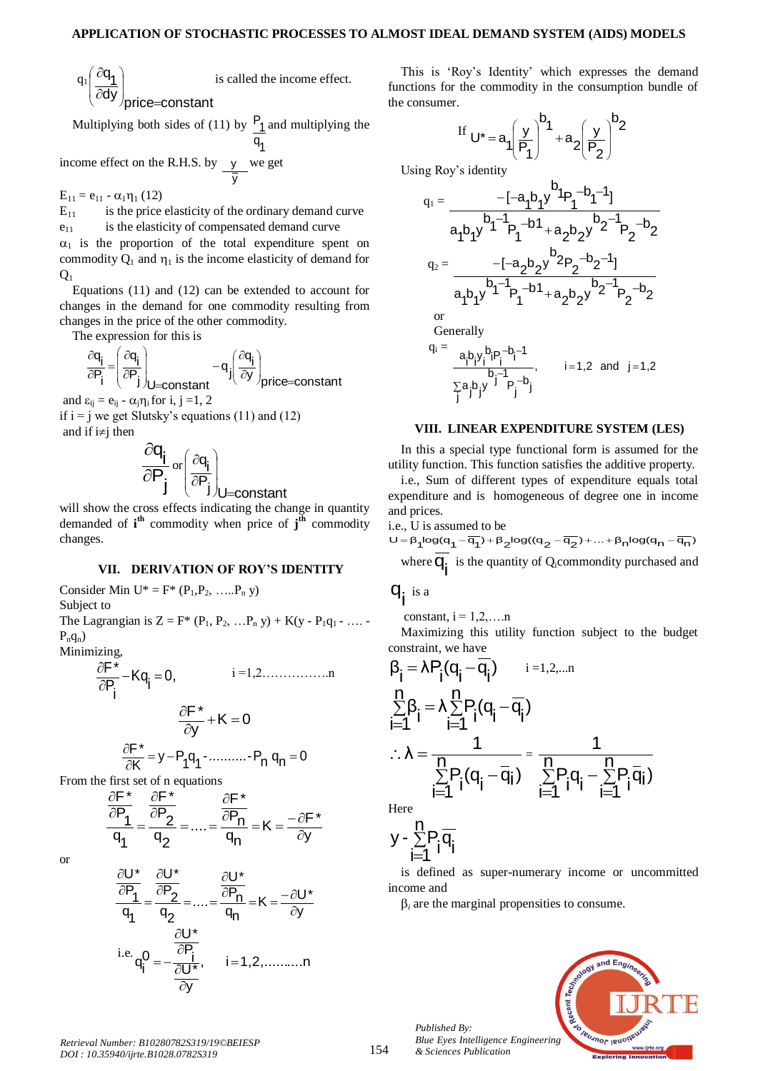$$q_1\left(\frac{\partial q_1}{\partial y}\right)_{\text{price=constant}}$$ is called the income effect.

Multiplying both sides of (11) by $\frac{P_1}{q_1}$ and multiplying the income effect on the R.H.S. by $\frac{y}{y}$ we get

$E_{11} = e_{11} - \alpha_1\eta_1$ (12)

$E_{11}$ is the price elasticity of the ordinary demand curve

$e_{11}$ is the elasticity of compensated demand curve

$\alpha_1$ is the proportion of the total expenditure spent on commodity $Q_1$ and $\eta_1$ is the income elasticity of demand for $Q_1$

Equations (11) and (12) can be extended to account for changes in the demand for one commodity resulting from changes in the price of the other commodity.

The expression for this is

$$\frac{\partial q_i}{\partial P_i} = \left(\frac{\partial q_i}{\partial P_j}\right)_{U=\text{constant}} - q_j\left(\frac{\partial q_i}{\partial y}\right)_{\text{price=constant}}$$

and $\varepsilon_{ij} = e_{ij} - \alpha_j\eta_i$ for i, j =1, 2

if i = j we get Slutsky's equations (11) and (12)

and if i≠j then

$$\frac{\partial q_i}{\partial P_j} \text{ or } \left(\frac{\partial q_i}{\partial P_j}\right)_{U=\text{constant}}$$

will show the cross effects indicating the change in quantity demanded of $i^{th}$ commodity when price of $j^{th}$ commodity changes.

## VII. DERIVATION OF ROY'S IDENTITY

Consider Min $U^* = F^*(P_1, P_2, \ldots P_n\ y)$

Subject to

The Lagrangian is $Z = F^*(P_1, P_2, \ldots P_n\ y) + K(y - P_1q_1 - \ldots - P_nq_n)$

Minimizing,

$$\frac{\partial F^*}{\partial P_i} - Kq_i = 0, \qquad i = 1,2\ldots\ldots\ldots n$$

$$\frac{\partial F^*}{\partial y} + K = 0$$

$$\frac{\partial F^*}{\partial K} = y - P_1q_1 - \ldots\ldots\ldots - P_n q_n = 0$$

From the first set of n equations

$$\frac{\frac{\partial F^*}{\partial P_1}}{q_1} = \frac{\frac{\partial F^*}{\partial P_2}}{q_2} = \ldots = \frac{\frac{\partial F^*}{\partial P_n}}{q_n} = K = \frac{-\partial F^*}{\partial y}$$

or

$$\frac{\frac{\partial U^*}{\partial P_1}}{q_1} = \frac{\frac{\partial U^*}{\partial P_2}}{q_2} = \ldots = \frac{\frac{\partial U^*}{\partial P_n}}{q_n} = K = \frac{-\partial U^*}{\partial y}$$

i.e. $$q_i^0 = -\frac{\frac{\partial U^*}{\partial P_i}}{\frac{\partial U^*}{\partial y}}, \qquad i = 1,2,\ldots\ldots\ldots n$$

This is 'Roy's Identity' which expresses the demand functions for the commodity in the consumption bundle of the consumer.

If $$U^* = a_1\left(\frac{y}{P_1}\right)^{b_1} + a_2\left(\frac{y}{P_2}\right)^{b_2}$$

Using Roy's identity

$$q_1 = \frac{-[-a_1b_1y^{b_1}P_1^{-b_1-1}]}{a_1b_1y^{b_1-1}P_1^{-b1} + a_2b_2y^{b_2-1}P_2^{-b_2}}$$

$$q_2 = \frac{-[-a_2b_2y^{b_2}P_2^{-b_2-1}]}{a_1b_1y^{b_1-1}P_1^{-b1} + a_2b_2y^{b_2-1}P_2^{-b_2}}$$

or

Generally

$$q_i = \frac{a_ib_iy_i^{b_i}P_i^{-b_i-1}}{\sum_j a_jb_jy^{b_j-1}P_j^{-b_j}}, \qquad i=1,2 \text{ and } j=1,2$$

## VIII. LINEAR EXPENDITURE SYSTEM (LES)

In this a special type functional form is assumed for the utility function. This function satisfies the additive property.

i.e., Sum of different types of expenditure equals total expenditure and is homogeneous of degree one in income and prices.

i.e., U is assumed to be

$$U = \beta_1\log(q_1 - \overline{q_1}) + \beta_2\log((q_2 - \overline{q_2}) + \ldots + \beta_n\log(q_n - \overline{q_n})$$

where $\overline{q_i}$ is the quantity of $Q_i$commondity purchased and $q_i$ is a constant, i = 1,2,….n

Maximizing this utility function subject to the budget constraint, we have

$$\beta_i = \lambda P_i(q_i - \overline{q}_i) \qquad i = 1,2,\ldots n$$

$$\sum_{i=1}^{n}\beta_i = \lambda\sum_{i=1}^{n}P_i(q_i - \overline{q}_i)$$

$$\therefore \lambda = \frac{1}{\sum_{i=1}^{n}P_i(q_i - \overline{q}_i)} = \frac{1}{\sum_{i=1}^{n}P_iq_i - \sum_{i=1}^{n}P_i\overline{q}_i)}$$

Here

$$y - \sum_{i=1}^{n}P_i\overline{q}_i$$

is defined as super-numerary income or uncommitted income and

$\beta_i$ are the marginal propensities to consume.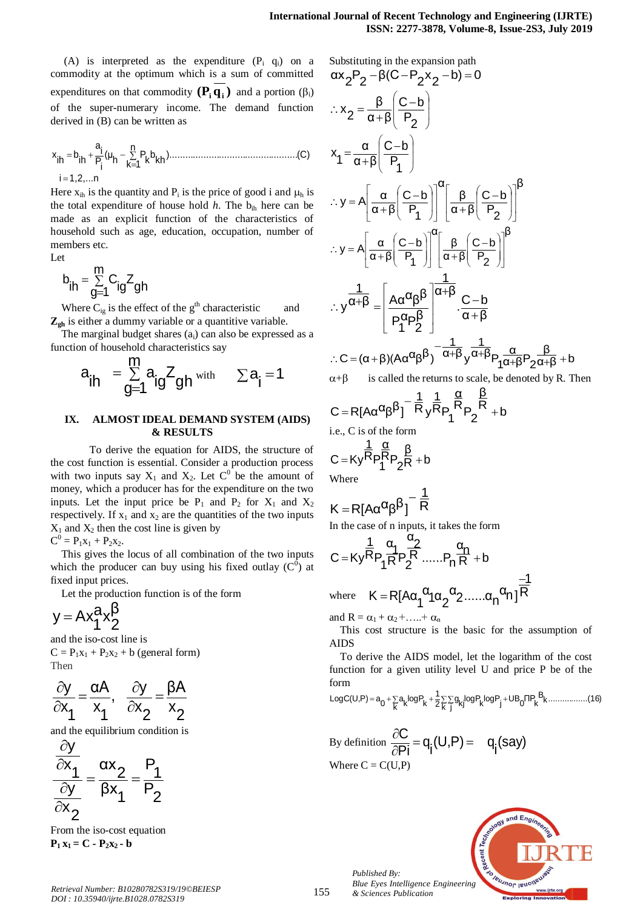(A) is interpreted as the expenditure ($P_i$ $q_i$) on a commodity at the optimum which is a sum of committed expenditures on that commodity $(P_i \overline{q_i})$ and a portion ($\beta_i$) of the super-numerary income. The demand function derived in (B) can be written as

$$x_{ih} = b_{ih} + \frac{a_i}{P_i}(\mu_h - \sum_{k=1}^{n} P_k b_{kh}) \quad \text{............................................(C)}$$

$i = 1,2,...n$

Here $x_{ih}$ is the quantity and $P_i$ is the price of good i and $\mu_h$ is the total expenditure of house hold *h*. The $b_{ih}$ here can be made as an explicit function of the characteristics of household such as age, education, occupation, number of members etc.

Let

$$b_{ih} = \sum_{g=1}^{m} C_{ig} Z_{gh}$$

Where $C_{ig}$ is the effect of the $g^{th}$ characteristic and $\mathbf{Z_{gh}}$ is either a dummy variable or a quantitive variable.

The marginal budget shares ($a_i$) can also be expressed as a function of household characteristics say

$$a_{ih} = \sum_{g=1}^{m} a_{ig} Z_{gh} \text{ with } \sum a_i = 1$$

## IX. ALMOST IDEAL DEMAND SYSTEM (AIDS) & RESULTS

To derive the equation for AIDS, the structure of the cost function is essential. Consider a production process with two inputs say $X_1$ and $X_2$. Let $C^0$ be the amount of money, which a producer has for the expenditure on the two inputs. Let the input price be $P_1$ and $P_2$ for $X_1$ and $X_2$ respectively. If $x_1$ and $x_2$ are the quantities of the two inputs $X_1$ and $X_2$ then the cost line is given by

$C^0 = P_1x_1 + P_2x_2$.

This gives the locus of all combination of the two inputs which the producer can buy using his fixed outlay ($C^0$) at fixed input prices.

Let the production function is of the form

$$y = Ax_1^a x_2^\beta$$

and the iso-cost line is

$C = P_1x_1 + P_2x_2 + b$ (general form)

Then

$$\frac{\partial y}{\partial x_1} = \frac{\alpha A}{x_1}, \quad \frac{\partial y}{\partial x_2} = \frac{\beta A}{x_2}$$

and the equilibrium condition is

$$\frac{\frac{\partial y}{\partial x_1}}{\frac{\partial y}{\partial x_2}} = \frac{\alpha x_2}{\beta x_1} = \frac{P_1}{P_2}$$

From the iso-cost equation

$\mathbf{P_1 x_1 = C - P_2x_2 - b}$

Substituting in the expansion path

$$\alpha x_2 P_2 - \beta(C - P_2x_2 - b) = 0$$

$$\therefore x_2 = \frac{\beta}{\alpha+\beta}\left(\frac{C-b}{P_2}\right)$$

$$x_1 = \frac{\alpha}{\alpha+\beta}\left(\frac{C-b}{P_1}\right)$$

$$\therefore y = A\left[\frac{\alpha}{\alpha+\beta}\left(\frac{C-b}{P_1}\right)\right]^\alpha \left[\frac{\beta}{\alpha+\beta}\left(\frac{C-b}{P_2}\right)\right]^\beta$$

$$\therefore y = A\left[\frac{\alpha}{\alpha+\beta}\left(\frac{C-b}{P_1}\right)\right]^\alpha \left[\frac{\beta}{\alpha+\beta}\left(\frac{C-b}{P_2}\right)\right]^\beta$$

$$\therefore y^{\frac{1}{\alpha+\beta}} = \left[\frac{A\alpha^\alpha \beta^\beta}{P_1^\alpha P_2^\beta}\right]^{\frac{1}{\alpha+\beta}} \cdot \frac{C-b}{\alpha+\beta}$$

$$\therefore C = (\alpha+\beta)(A\alpha^\alpha\beta^\beta)^{-\frac{1}{\alpha+\beta}} y^{\frac{1}{\alpha+\beta}} P_1^{\frac{\alpha}{\alpha+\beta}} P_2^{\frac{\beta}{\alpha+\beta}} + b$$

$\alpha+\beta$ is called the returns to scale, be denoted by R. Then

$$C = R[A\alpha^\alpha\beta^\beta]^{-\frac{1}{R}} y^{\frac{1}{R}} P_1^{\frac{\alpha}{R}} P_2^{\frac{\beta}{R}} + b$$

i.e., C is of the form

$$C = Ky^{\frac{1}{R}} P_1^{\frac{\alpha}{R}} P_2^{\frac{\beta}{R}} + b$$

Where

$$K = R[A\alpha^\alpha\beta^\beta]^{-\frac{1}{R}}$$

In the case of n inputs, it takes the form

$$C = Ky^{\frac{1}{R}} P_1^{\frac{\alpha_1}{R}} P_2^{\frac{\alpha_2}{R}} ......P_n^{\frac{\alpha_n}{R}} + b$$

where $K = R[A\alpha_1^{\alpha_1}\alpha_2^{\alpha_2}......\alpha_n^{\alpha_n}]^{\frac{-1}{R}}$

and $R = \alpha_1 + \alpha_2 + .....+ \alpha_n$

This cost structure is the basic for the assumption of AIDS

To derive the AIDS model, let the logarithm of the cost function for a given utility level U and price P be of the form

$$\text{LogC}(U,P) = a_0 + \sum_k a_k \log P_k + \frac{1}{2}\sum_k\sum_j g_{kj} \log P_k \log P_j + UB_0 \Pi P_k^{B_k} \quad \text{.................(16)}$$

By definition $\frac{\partial C}{\partial Pi} = q_i(U,P) = \quad q_i(\text{say})$

Where $C = C(U,P)$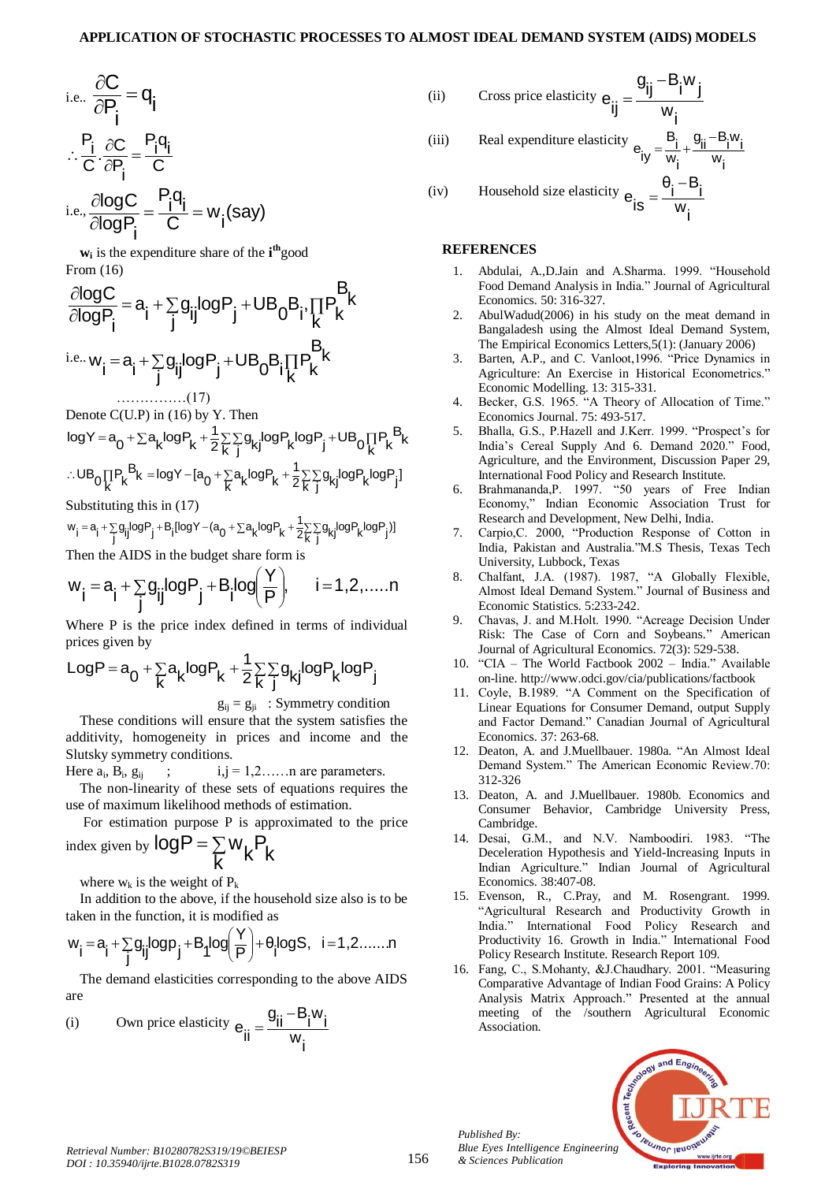i.e.. $\frac{\partial C}{\partial P_i} = q_i$

$\therefore \frac{P_i}{C} \cdot \frac{\partial C}{\partial P_i} = \frac{P_i q_i}{C}$

i.e., $\frac{\partial \log C}{\partial \log P_i} = \frac{P_i q_i}{C} = w_i \text{(say)}$

$w_i$ is the expenditure share of the **i^th^** good

From (16)

$$\frac{\partial \log C}{\partial \log P_i} = a_i + \sum_j g_{ij} \log P_j + UB_0 B_i \prod_k P_k^{B_k}$$

i.e.. $w_i = a_i + \sum_j g_{ij} \log P_j + UB_0 B_i \prod_k P_k^{B_k}$ ……………(17)

Denote C(U.P) in (16) by Y. Then

$$\log Y = a_0 + \sum a_k \log P_k + \frac{1}{2}\sum_k \sum_j g_{kj} \log P_k \log P_j + UB_0 \prod_k P_k^{B_k}$$

$$\therefore UB_0 \prod_k P_k^{B_k} = \log Y - [a_0 + \sum_k a_k \log P_k + \frac{1}{2}\sum_k \sum_j g_{kj} \log P_k \log P_j]$$

Substituting this in (17)

$$w_i = a_i + \sum_j g_{ij} \log P_j + B_i[\log Y - (a_0 + \sum a_k \log P_k + \frac{1}{2}\sum_k \sum_j g_{kj} \log P_k \log P_j)]$$

Then the AIDS in the budget share form is

$$w_i = a_i + \sum_j g_{ij} \log P_j + B_i \log\left(\frac{Y}{P}\right), \qquad i = 1,2,.....n$$

Where P is the price index defined in terms of individual prices given by

$$\text{Log} P = a_0 + \sum_k a_k \log P_k + \frac{1}{2}\sum_k \sum_j g_{kj} \log P_k \log P_j$$

$g_{ij} = g_{ji}$ : Symmetry condition

These conditions will ensure that the system satisfies the additivity, homogeneity in prices and income and the Slutsky symmetry conditions.

Here $a_i$, $B_i$, $g_{ij}$ ; $i,j = 1,2……n$ are parameters.

The non-linearity of these sets of equations requires the use of maximum likelihood methods of estimation.

For estimation purpose P is approximated to the price index given by $\log P = \sum_k w_k P_k$

where $w_k$ is the weight of $P_k$

In addition to the above, if the household size also is to be taken in the function, it is modified as

$$w_i = a_i + \sum_j g_{ij} \log p_j + B_1 \log\left(\frac{Y}{P}\right) + \theta_i \log S, \quad i = 1,2.......n$$

The demand elasticities corresponding to the above AIDS are

(i) Own price elasticity $e_{ii} = \frac{g_{ii} - B_i w_i}{w_i}$

(ii) Cross price elasticity $e_{ij} = \frac{g_{ij} - B_i w_j}{w_i}$

(iii) Real expenditure elasticity $e_{iy} = \frac{B_i}{w_i} + \frac{g_{ii} - B_i w_i}{w_i}$

(iv) Household size elasticity $e_{is} = \frac{\theta_i - B_i}{w_i}$

## REFERENCES

1. Abdulai, A.,D.Jain and A.Sharma. 1999. "Household Food Demand Analysis in India." Journal of Agricultural Economics. 50: 316-327.
2. AbulWadud(2006) in his study on the meat demand in Bangaladesh using the Almost Ideal Demand System, The Empirical Economics Letters,5(1): (January 2006)
3. Barten, A.P., and C. Vanloot,1996. "Price Dynamics in Agriculture: An Exercise in Historical Econometrics." Economic Modelling. 13: 315-331.
4. Becker, G.S. 1965. "A Theory of Allocation of Time." Economics Journal. 75: 493-517.
5. Bhalla, G.S., P.Hazell and J.Kerr. 1999. "Prospect's for India's Cereal Supply And 6. Demand 2020." Food, Agriculture, and the Environment, Discussion Paper 29, International Food Policy and Research Institute.
6. Brahmananda,P. 1997. "50 years of Free Indian Economy," Indian Economic Association Trust for Research and Development, New Delhi, India.
7. Carpio,C. 2000, "Production Response of Cotton in India, Pakistan and Australia."M.S Thesis, Texas Tech University, Lubbock, Texas
8. Chalfant, J.A. (1987). 1987, "A Globally Flexible, Almost Ideal Demand System." Journal of Business and Economic Statistics. 5:233-242.
9. Chavas, J. and M.Holt. 1990. "Acreage Decision Under Risk: The Case of Corn and Soybeans." American Journal of Agricultural Economics. 72(3): 529-538.
10. "CIA – The World Factbook 2002 – India." Available on-line. http://www.odci.gov/cia/publications/factbook
11. Coyle, B.1989. "A Comment on the Specification of Linear Equations for Consumer Demand, output Supply and Factor Demand." Canadian Journal of Agricultural Economics. 37: 263-68.
12. Deaton, A. and J.Muellbauer. 1980a. "An Almost Ideal Demand System." The American Economic Review.70: 312-326
13. Deaton, A. and J.Muellbauer. 1980b. Economics and Consumer Behavior, Cambridge University Press, Cambridge.
14. Desai, G.M., and N.V. Namboodiri. 1983. "The Deceleration Hypothesis and Yield-Increasing Inputs in Indian Agriculture." Indian Journal of Agricultural Economics. 38:407-08.
15. Evenson, R., C.Pray, and M. Rosengrant. 1999. "Agricultural Research and Productivity Growth in India." International Food Policy Research and Productivity 16. Growth in India." International Food Policy Research Institute. Research Report 109.
16. Fang, C., S.Mohanty, &J.Chaudhary. 2001. "Measuring Comparative Advantage of Indian Food Grains: A Policy Analysis Matrix Approach." Presented at the annual meeting of the /southern Agricultural Economic Association.